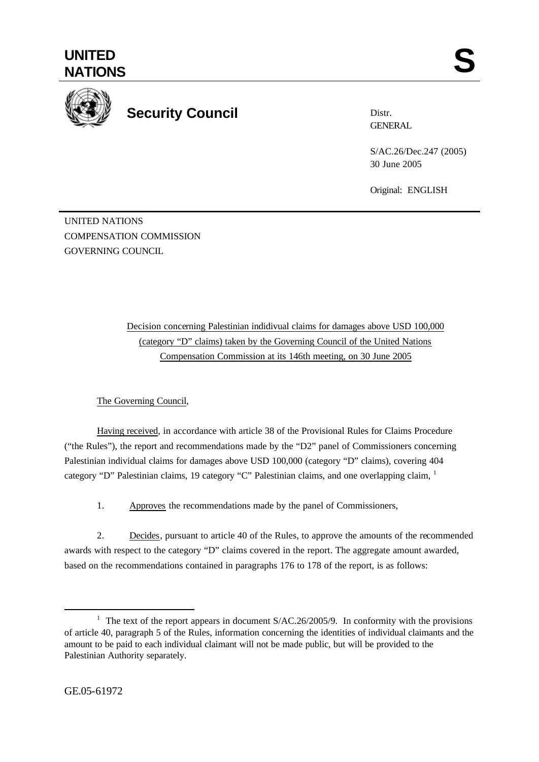# UNITED NATIONS

**S**

## Security Council

Distr.
GENERAL

S/AC.26/Dec.247 (2005)
30 June 2005

Original: ENGLISH

UNITED NATIONS
COMPENSATION COMMISSION
GOVERNING COUNCIL

Decision concerning Palestinian indidivual claims for damages above USD 100,000 (category "D" claims) taken by the Governing Council of the United Nations Compensation Commission at its 146th meeting, on 30 June 2005

The Governing Council,

Having received, in accordance with article 38 of the Provisional Rules for Claims Procedure ("the Rules"), the report and recommendations made by the "D2" panel of Commissioners concerning Palestinian individual claims for damages above USD 100,000 (category "D" claims), covering 404 category "D" Palestinian claims, 19 category "C" Palestinian claims, and one overlapping claim, [1]

1. Approves the recommendations made by the panel of Commissioners,

2. Decides, pursuant to article 40 of the Rules, to approve the amounts of the recommended awards with respect to the category "D" claims covered in the report. The aggregate amount awarded, based on the recommendations contained in paragraphs 176 to 178 of the report, is as follows:

[1] The text of the report appears in document S/AC.26/2005/9. In conformity with the provisions of article 40, paragraph 5 of the Rules, information concerning the identities of individual claimants and the amount to be paid to each individual claimant will not be made public, but will be provided to the Palestinian Authority separately.

GE.05-61972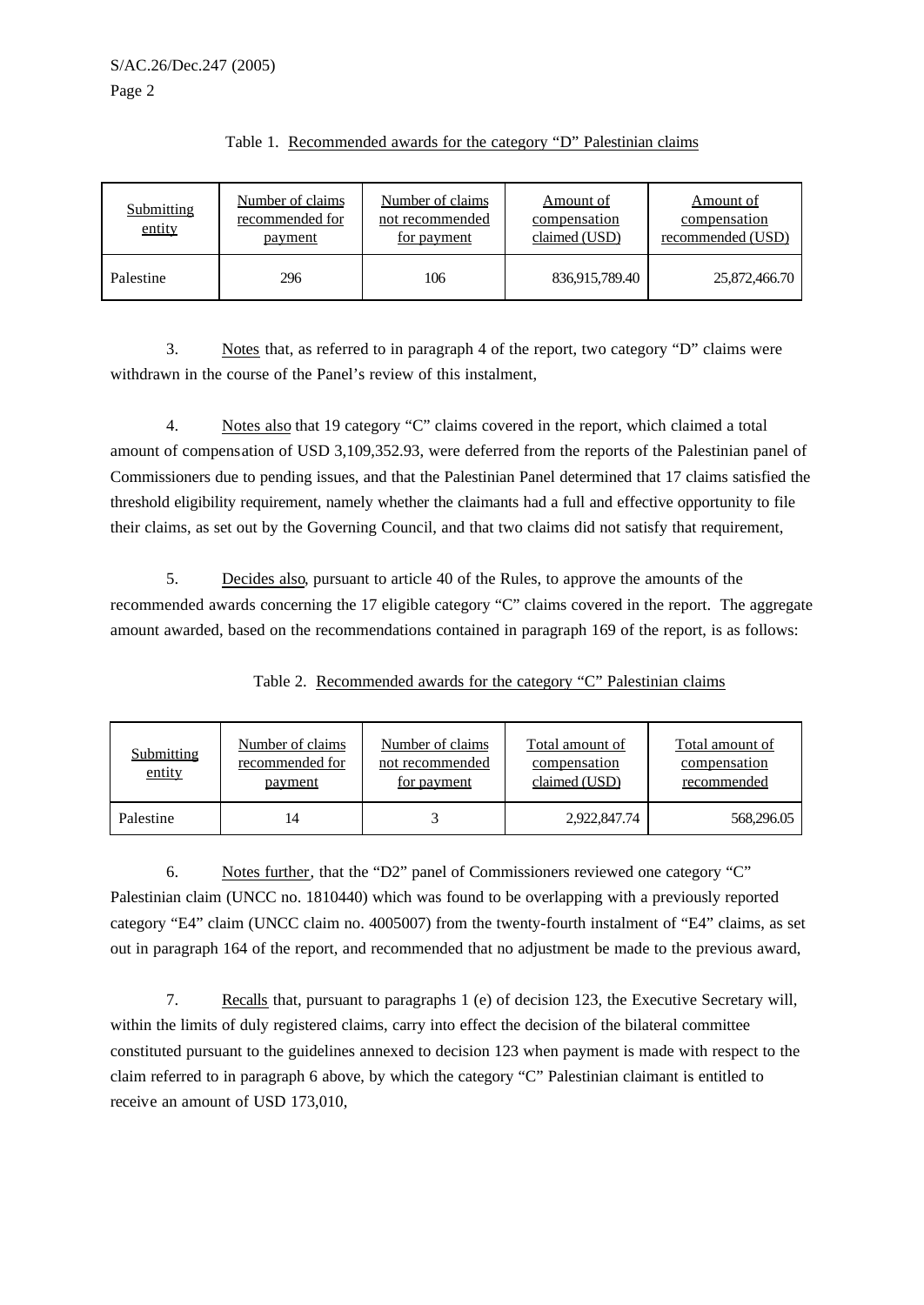Table 1. Recommended awards for the category "D" Palestinian claims

| Submitting entity | Number of claims recommended for payment | Number of claims not recommended for payment | Amount of compensation claimed (USD) | Amount of compensation recommended (USD) |
|---|---|---|---|---|
| Palestine | 296 | 106 | 836,915,789.40 | 25,872,466.70 |

3. Notes that, as referred to in paragraph 4 of the report, two category "D" claims were withdrawn in the course of the Panel's review of this instalment,

4. Notes also that 19 category "C" claims covered in the report, which claimed a total amount of compensation of USD 3,109,352.93, were deferred from the reports of the Palestinian panel of Commissioners due to pending issues, and that the Palestinian Panel determined that 17 claims satisfied the threshold eligibility requirement, namely whether the claimants had a full and effective opportunity to file their claims, as set out by the Governing Council, and that two claims did not satisfy that requirement,

5. Decides also, pursuant to article 40 of the Rules, to approve the amounts of the recommended awards concerning the 17 eligible category "C" claims covered in the report. The aggregate amount awarded, based on the recommendations contained in paragraph 169 of the report, is as follows:

Table 2. Recommended awards for the category "C" Palestinian claims

| Submitting entity | Number of claims recommended for payment | Number of claims not recommended for payment | Total amount of compensation claimed (USD) | Total amount of compensation recommended |
|---|---|---|---|---|
| Palestine | 14 | 3 | 2,922,847.74 | 568,296.05 |

6. Notes further, that the "D2" panel of Commissioners reviewed one category "C" Palestinian claim (UNCC no. 1810440) which was found to be overlapping with a previously reported category "E4" claim (UNCC claim no. 4005007) from the twenty-fourth instalment of "E4" claims, as set out in paragraph 164 of the report, and recommended that no adjustment be made to the previous award,

7. Recalls that, pursuant to paragraphs 1 (e) of decision 123, the Executive Secretary will, within the limits of duly registered claims, carry into effect the decision of the bilateral committee constituted pursuant to the guidelines annexed to decision 123 when payment is made with respect to the claim referred to in paragraph 6 above, by which the category "C" Palestinian claimant is entitled to receive an amount of USD 173,010,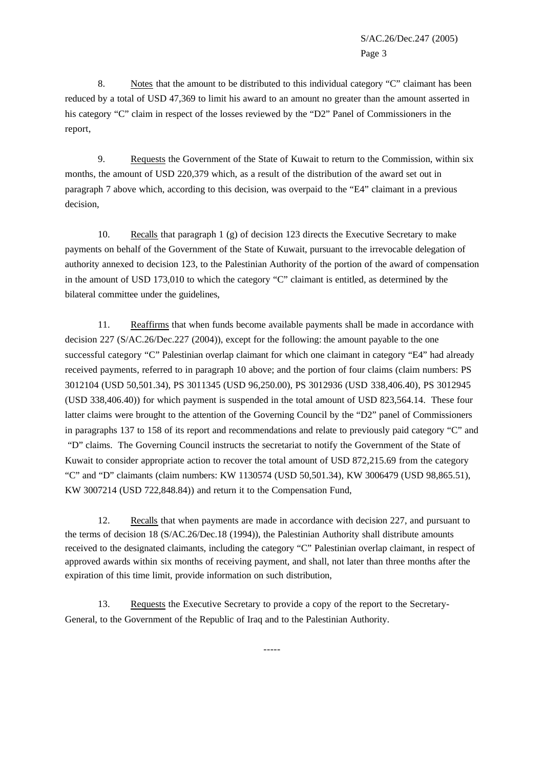8. Notes that the amount to be distributed to this individual category "C" claimant has been reduced by a total of USD 47,369 to limit his award to an amount no greater than the amount asserted in his category "C" claim in respect of the losses reviewed by the "D2" Panel of Commissioners in the report,

9. Requests the Government of the State of Kuwait to return to the Commission, within six months, the amount of USD 220,379 which, as a result of the distribution of the award set out in paragraph 7 above which, according to this decision, was overpaid to the "E4" claimant in a previous decision,

10. Recalls that paragraph 1 (g) of decision 123 directs the Executive Secretary to make payments on behalf of the Government of the State of Kuwait, pursuant to the irrevocable delegation of authority annexed to decision 123, to the Palestinian Authority of the portion of the award of compensation in the amount of USD 173,010 to which the category "C" claimant is entitled, as determined by the bilateral committee under the guidelines,

11. Reaffirms that when funds become available payments shall be made in accordance with decision 227 (S/AC.26/Dec.227 (2004)), except for the following: the amount payable to the one successful category "C" Palestinian overlap claimant for which one claimant in category "E4" had already received payments, referred to in paragraph 10 above; and the portion of four claims (claim numbers: PS 3012104 (USD 50,501.34), PS 3011345 (USD 96,250.00), PS 3012936 (USD 338,406.40), PS 3012945 (USD 338,406.40)) for which payment is suspended in the total amount of USD 823,564.14. These four latter claims were brought to the attention of the Governing Council by the "D2" panel of Commissioners in paragraphs 137 to 158 of its report and recommendations and relate to previously paid category "C" and "D" claims. The Governing Council instructs the secretariat to notify the Government of the State of Kuwait to consider appropriate action to recover the total amount of USD 872,215.69 from the category "C" and "D" claimants (claim numbers: KW 1130574 (USD 50,501.34), KW 3006479 (USD 98,865.51), KW 3007214 (USD 722,848.84)) and return it to the Compensation Fund,

12. Recalls that when payments are made in accordance with decision 227, and pursuant to the terms of decision 18 (S/AC.26/Dec.18 (1994)), the Palestinian Authority shall distribute amounts received to the designated claimants, including the category "C" Palestinian overlap claimant, in respect of approved awards within six months of receiving payment, and shall, not later than three months after the expiration of this time limit, provide information on such distribution,

13. Requests the Executive Secretary to provide a copy of the report to the Secretary-General, to the Government of the Republic of Iraq and to the Palestinian Authority.

-----